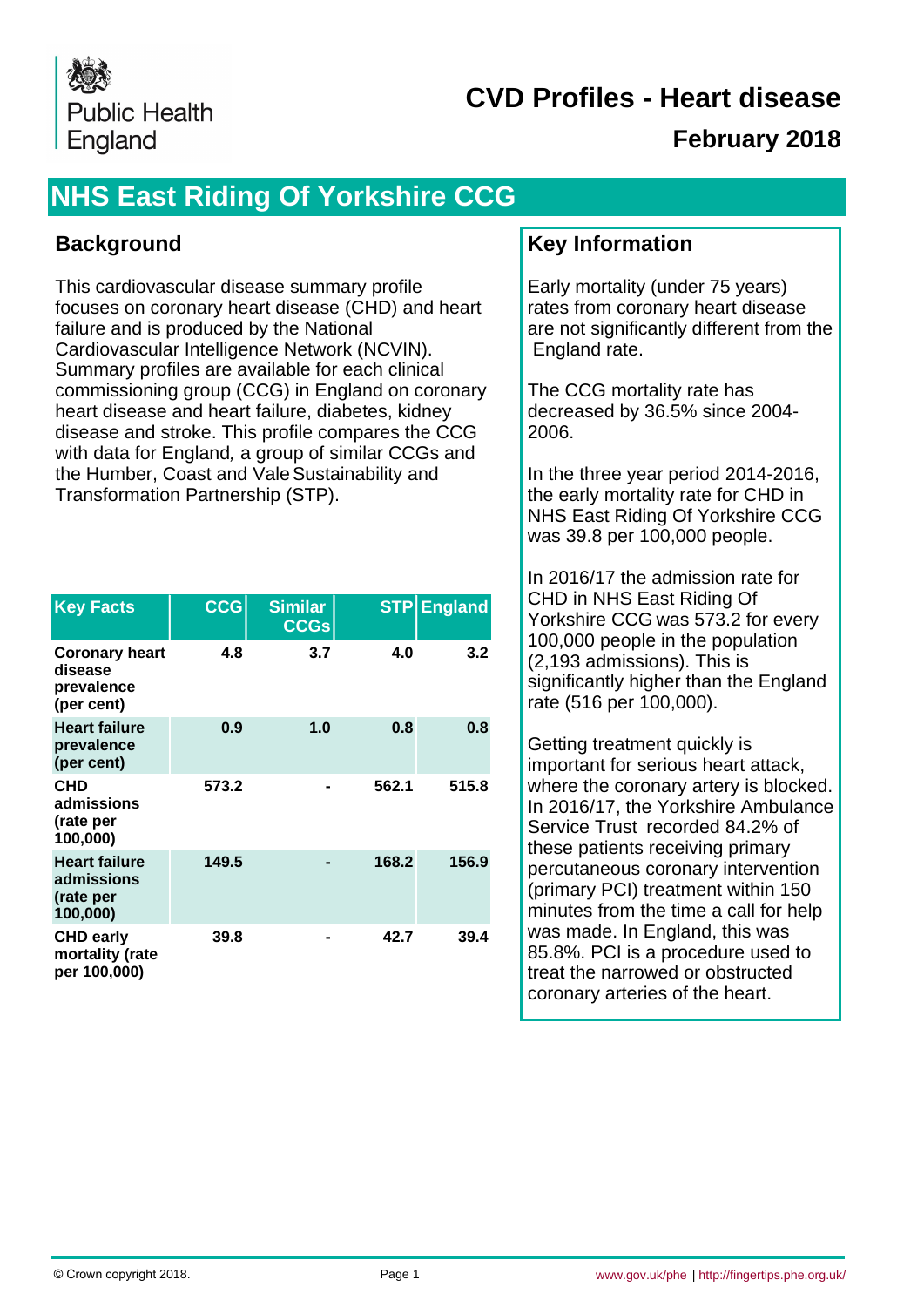Public Health England

# CVD Profiles - Heart disease

## February 2018

# NHS East Riding Of Yorkshire CCG

## Background

This cardiovascular disease summary profile focuses on coronary heart disease (CHD) and heart failure and is produced by the National Cardiovascular Intelligence Network (NCVIN). Summary profiles are available for each clinical commissioning group (CCG) in England on coronary heart disease and heart failure, diabetes, kidney disease and stroke. This profile compares the CCG with data for England, a group of similar CCGs and the Humber, Coast and Vale Sustainability and Transformation Partnership (STP).

| Key Facts | CCG | Similar CCGs | STP | England |
|---|---|---|---|---|
| **Coronary heart disease prevalence (per cent)** | 4.8 | 3.7 | 4.0 | 3.2 |
| **Heart failure prevalence (per cent)** | 0.9 | 1.0 | 0.8 | 0.8 |
| **CHD admissions (rate per 100,000)** | 573.2 | - | 562.1 | 515.8 |
| **Heart failure admissions (rate per 100,000)** | 149.5 | - | 168.2 | 156.9 |
| **CHD early mortality (rate per 100,000)** | 39.8 | - | 42.7 | 39.4 |

## Key Information

Early mortality (under 75 years) rates from coronary heart disease are not significantly different from the England rate.

The CCG mortality rate has decreased by 36.5% since 2004-2006.

In the three year period 2014-2016, the early mortality rate for CHD in NHS East Riding Of Yorkshire CCG was 39.8 per 100,000 people.

In 2016/17 the admission rate for CHD in NHS East Riding Of Yorkshire CCG was 573.2 for every 100,000 people in the population (2,193 admissions). This is significantly higher than the England rate (516 per 100,000).

Getting treatment quickly is important for serious heart attack, where the coronary artery is blocked. In 2016/17, the Yorkshire Ambulance Service Trust recorded 84.2% of these patients receiving primary percutaneous coronary intervention (primary PCI) treatment within 150 minutes from the time a call for help was made. In England, this was 85.8%. PCI is a procedure used to treat the narrowed or obstructed coronary arteries of the heart.

© Crown copyright 2018. www.gov.uk/phe | http://fingertips.phe.org.uk/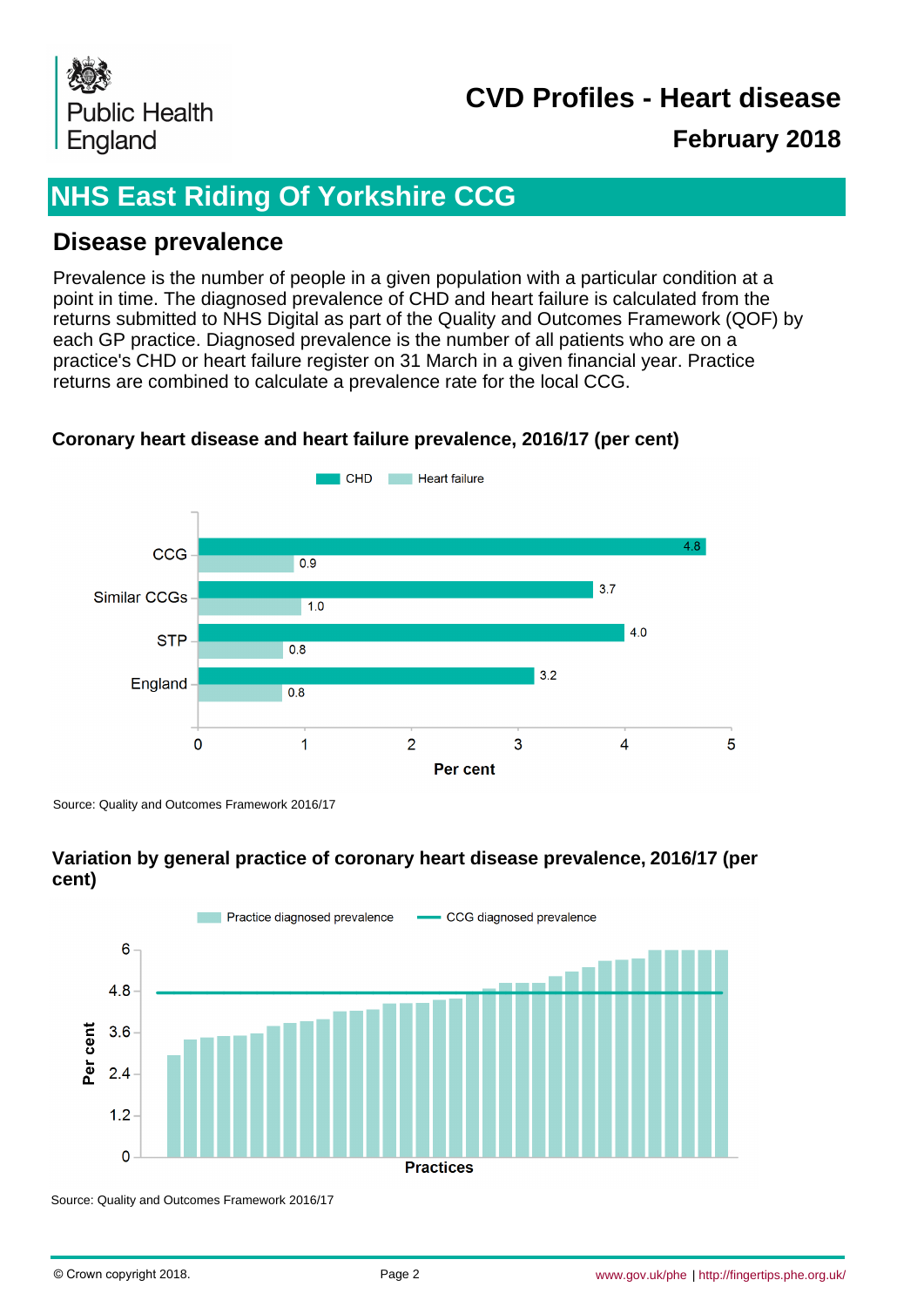# CVD Profiles - Heart disease

## February 2018

# NHS East Riding Of Yorkshire CCG

## Disease prevalence

Prevalence is the number of people in a given population with a particular condition at a point in time. The diagnosed prevalence of CHD and heart failure is calculated from the returns submitted to NHS Digital as part of the Quality and Outcomes Framework (QOF) by each GP practice. Diagnosed prevalence is the number of all patients who are on a practice's CHD or heart failure register on 31 March in a given financial year. Practice returns are combined to calculate a prevalence rate for the local CCG.

### Coronary heart disease and heart failure prevalence, 2016/17 (per cent)

CHD
Heart failure

CCG
4.8
0.9

Similar CCGs
3.7
1.0

STP
4.0
0.8

England
3.2
0.8

0
1
2
3
4
5

Per cent

Source: Quality and Outcomes Framework 2016/17

### Variation by general practice of coronary heart disease prevalence, 2016/17 (per cent)

Practice diagnosed prevalence
CCG diagnosed prevalence

Per cent

6
4.8
3.6
2.4
1.2
0

Practices

Source: Quality and Outcomes Framework 2016/17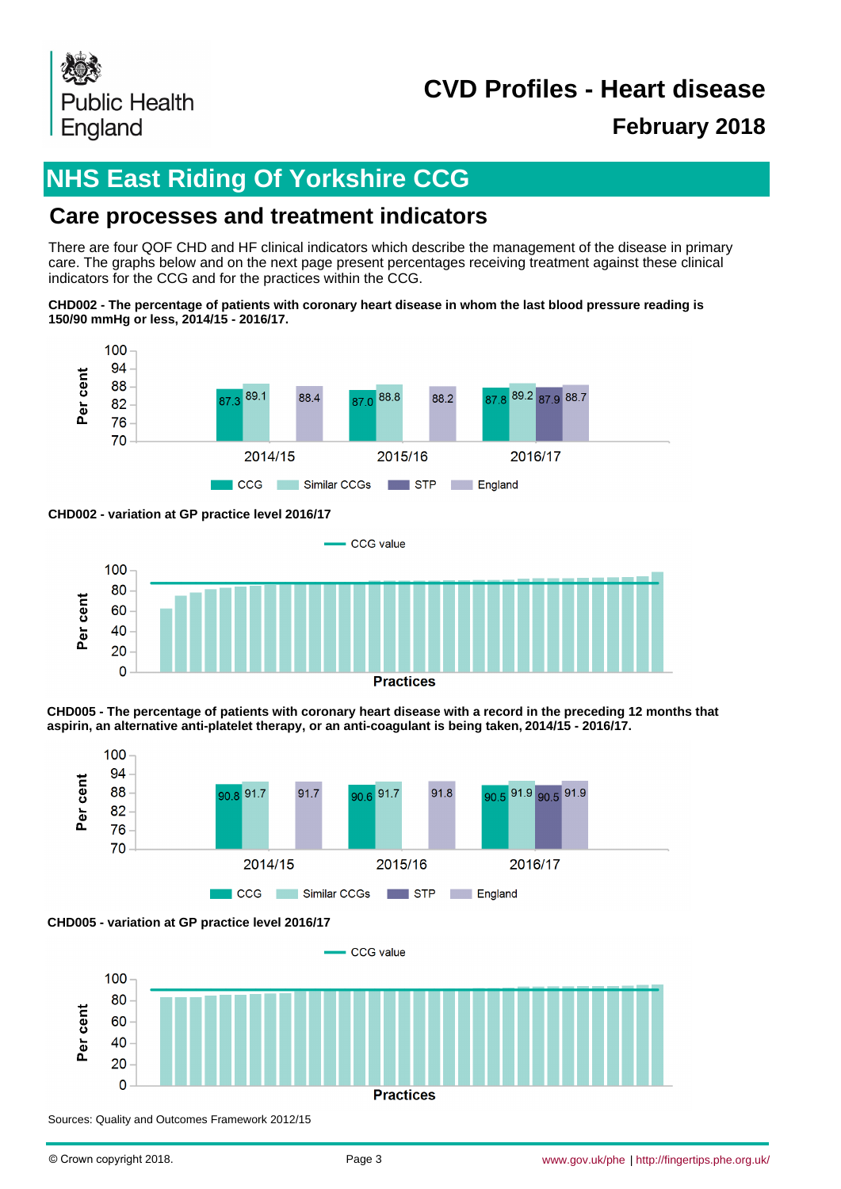# CVD Profiles - Heart disease

## February 2018

# NHS East Riding Of Yorkshire CCG

## Care processes and treatment indicators

There are four QOF CHD and HF clinical indicators which describe the management of the disease in primary care. The graphs below and on the next page present percentages receiving treatment against these clinical indicators for the CCG and for the practices within the CCG.

**CHD002 - The percentage of patients with coronary heart disease in whom the last blood pressure reading is 150/90 mmHg or less, 2014/15 - 2016/17.**

Per cent
100
94
88
82
76
70

2014/15: 87.3 89.1 88.4
2015/16: 87.0 88.8 88.2
2016/17: 87.8 89.2 87.9 88.7

CCG Similar CCGs STP England

**CHD002 - variation at GP practice level 2016/17**

CCG value

Per cent
100
80
60
40
20
0

Practices

**CHD005 - The percentage of patients with coronary heart disease with a record in the preceding 12 months that aspirin, an alternative anti-platelet therapy, or an anti-coagulant is being taken, 2014/15 - 2016/17.**

Per cent
100
94
88
82
76
70

2014/15: 90.8 91.7 91.7
2015/16: 90.6 91.7 91.8
2016/17: 90.5 91.9 90.5 91.9

CCG Similar CCGs STP England

**CHD005 - variation at GP practice level 2016/17**

CCG value

Per cent
100
80
60
40
20
0

Practices

Sources: Quality and Outcomes Framework 2012/15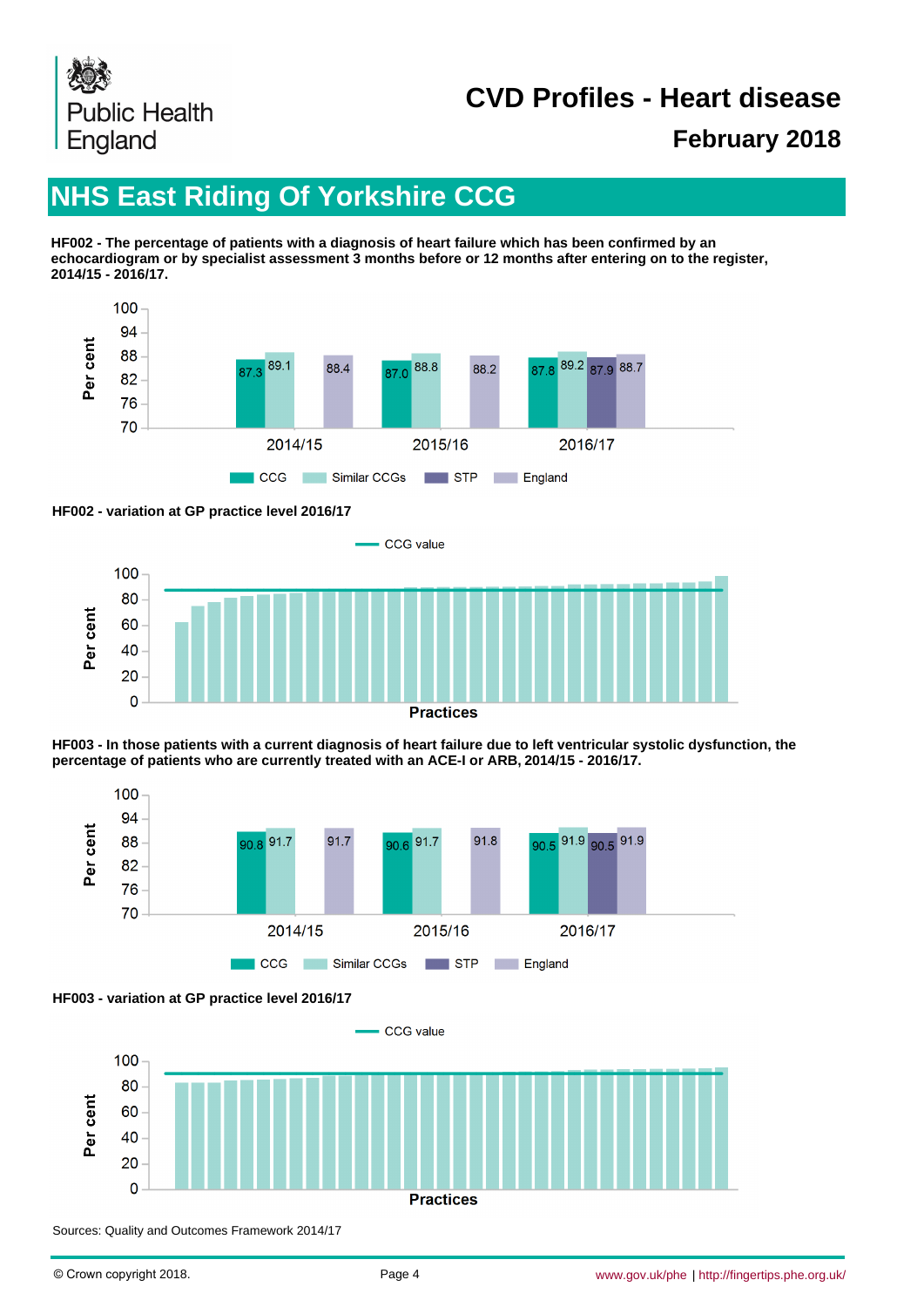# NHS East Riding Of Yorkshire CCG

**HF002 - The percentage of patients with a diagnosis of heart failure which has been confirmed by an echocardiogram or by specialist assessment 3 months before or 12 months after entering on to the register, 2014/15 - 2016/17.**

Per cent
100
94
88
82
76
70

2014/15: 87.3, 89.1, 88.4
2015/16: 87.0, 88.8, 88.2
2016/17: 87.8, 89.2, 87.9, 88.7

CCG | Similar CCGs | STP | England

**HF002 - variation at GP practice level 2016/17**

CCG value

Per cent
100
80
60
40
20
0

Practices

**HF003 - In those patients with a current diagnosis of heart failure due to left ventricular systolic dysfunction, the percentage of patients who are currently treated with an ACE-I or ARB, 2014/15 - 2016/17.**

Per cent
100
94
88
82
76
70

2014/15: 90.8, 91.7, 91.7
2015/16: 90.6, 91.7, 91.8
2016/17: 90.5, 91.9, 90.5, 91.9

CCG | Similar CCGs | STP | England

**HF003 - variation at GP practice level 2016/17**

CCG value

Per cent
100
80
60
40
20
0

Practices

Sources: Quality and Outcomes Framework 2014/17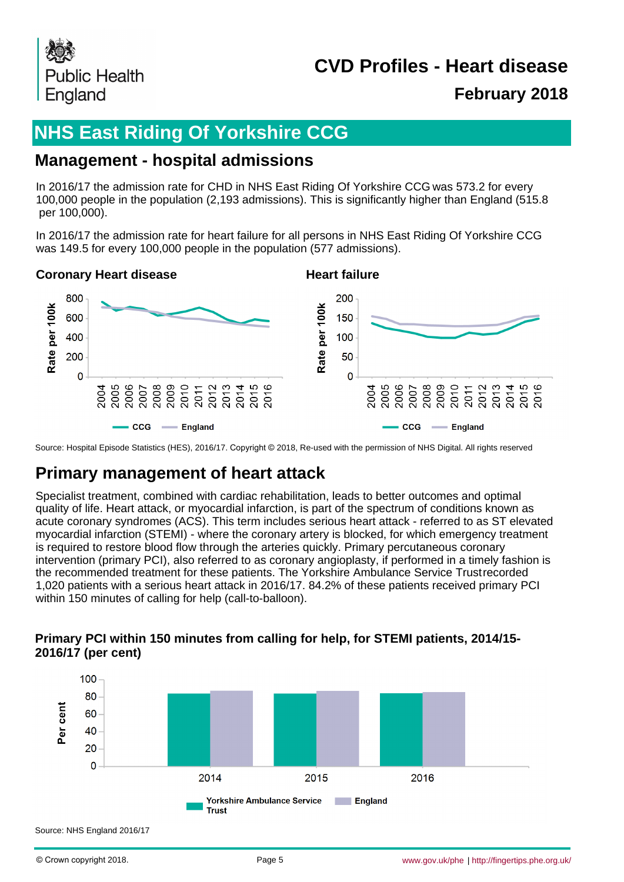# CVD Profiles - Heart disease

**February 2018**

## NHS East Riding Of Yorkshire CCG

### Management - hospital admissions

In 2016/17 the admission rate for CHD in NHS East Riding Of Yorkshire CCG was 573.2 for every 100,000 people in the population (2,193 admissions). This is significantly higher than England (515.8 per 100,000).

In 2016/17 the admission rate for heart failure for all persons in NHS East Riding Of Yorkshire CCG was 149.5 for every 100,000 people in the population (577 admissions).

**Coronary Heart disease**

Rate per 100k
800
600
400
200
0
2004 2005 2006 2007 2008 2009 2010 2011 2012 2013 2014 2015 2016
CCG England

**Heart failure**

Rate per 100k
200
150
100
50
0
2004 2005 2006 2007 2008 2009 2010 2011 2012 2013 2014 2015 2016
CCG England

Source: Hospital Episode Statistics (HES), 2016/17. Copyright © 2018, Re-used with the permission of NHS Digital. All rights reserved

### Primary management of heart attack

Specialist treatment, combined with cardiac rehabilitation, leads to better outcomes and optimal quality of life. Heart attack, or myocardial infarction, is part of the spectrum of conditions known as acute coronary syndromes (ACS). This term includes serious heart attack - referred to as ST elevated myocardial infarction (STEMI) - where the coronary artery is blocked, for which emergency treatment is required to restore blood flow through the arteries quickly. Primary percutaneous coronary intervention (primary PCI), also referred to as coronary angioplasty, if performed in a timely fashion is the recommended treatment for these patients. The Yorkshire Ambulance Service Trust recorded 1,020 patients with a serious heart attack in 2016/17. 84.2% of these patients received primary PCI within 150 minutes of calling for help (call-to-balloon).

**Primary PCI within 150 minutes from calling for help, for STEMI patients, 2014/15-2016/17 (per cent)**

Per cent
100
80
60
40
20
0
2014 2015 2016
Yorkshire Ambulance Service Trust England

Source: NHS England 2016/17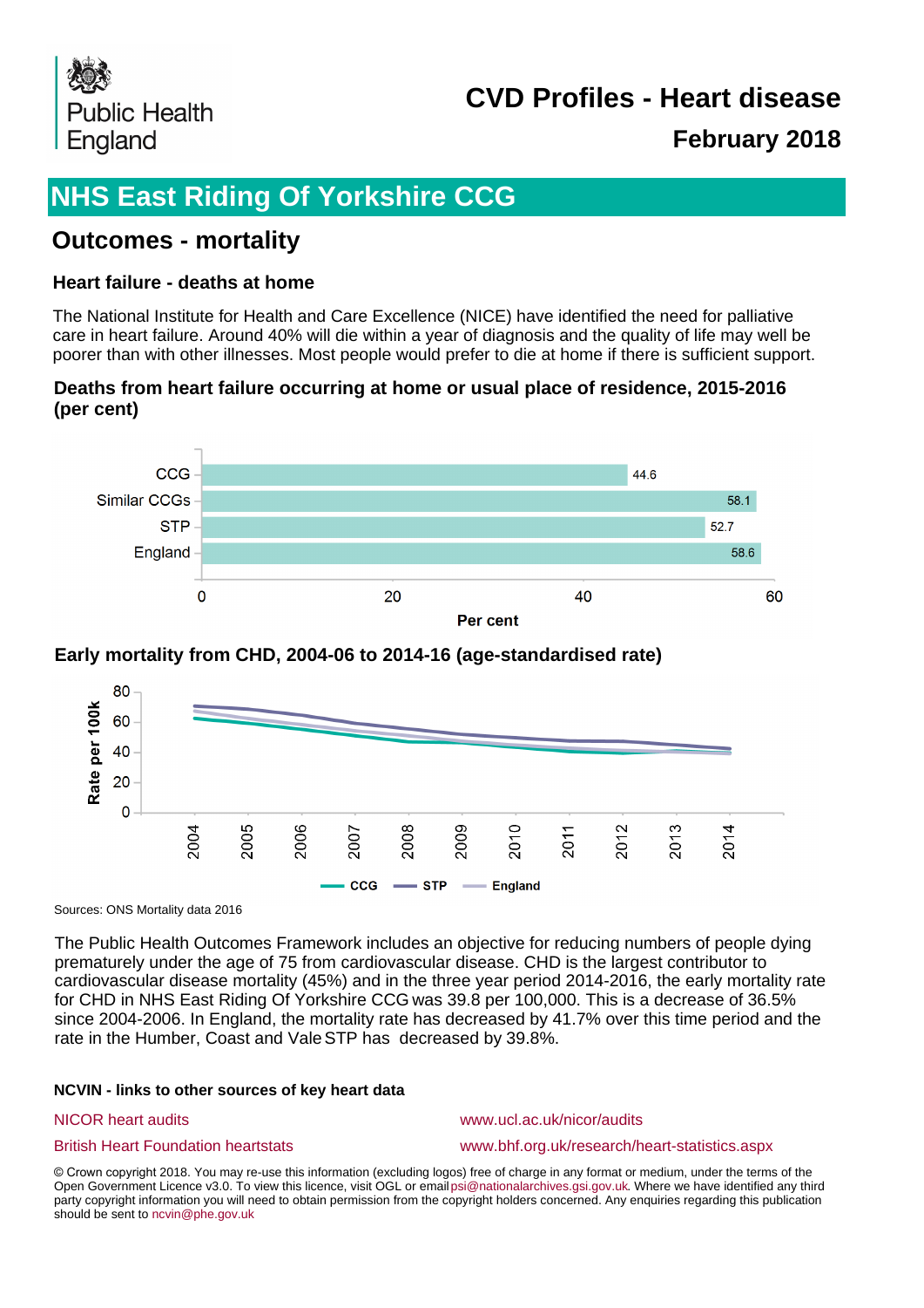# CVD Profiles - Heart disease

## February 2018

# NHS East Riding Of Yorkshire CCG

## Outcomes - mortality

### Heart failure - deaths at home

The National Institute for Health and Care Excellence (NICE) have identified the need for palliative care in heart failure. Around 40% will die within a year of diagnosis and the quality of life may well be poorer than with other illnesses. Most people would prefer to die at home if there is sufficient support.

**Deaths from heart failure occurring at home or usual place of residence, 2015-2016 (per cent)**

CCG 44.6
Similar CCGs 58.1
STP 52.7
England 58.6

0 20 40 60
Per cent

**Early mortality from CHD, 2004-06 to 2014-16 (age-standardised rate)**

Rate per 100k
80 60 40 20 0
2004 2005 2006 2007 2008 2009 2010 2011 2012 2013 2014
CCG STP England

Sources: ONS Mortality data 2016

The Public Health Outcomes Framework includes an objective for reducing numbers of people dying prematurely under the age of 75 from cardiovascular disease. CHD is the largest contributor to cardiovascular disease mortality (45%) and in the three year period 2014-2016, the early mortality rate for CHD in NHS East Riding Of Yorkshire CCG was 39.8 per 100,000. This is a decrease of 36.5% since 2004-2006. In England, the mortality rate has decreased by 41.7% over this time period and the rate in the Humber, Coast and Vale STP has decreased by 39.8%.

**NCVIN - links to other sources of key heart data**

NICOR heart audits — www.ucl.ac.uk/nicor/audits

British Heart Foundation heartstats — www.bhf.org.uk/research/heart-statistics.aspx

© Crown copyright 2018. You may re-use this information (excluding logos) free of charge in any format or medium, under the terms of the Open Government Licence v3.0. To view this licence, visit OGL or email psi@nationalarchives.gsi.gov.uk. Where we have identified any third party copyright information you will need to obtain permission from the copyright holders concerned. Any enquiries regarding this publication should be sent to ncvin@phe.gov.uk